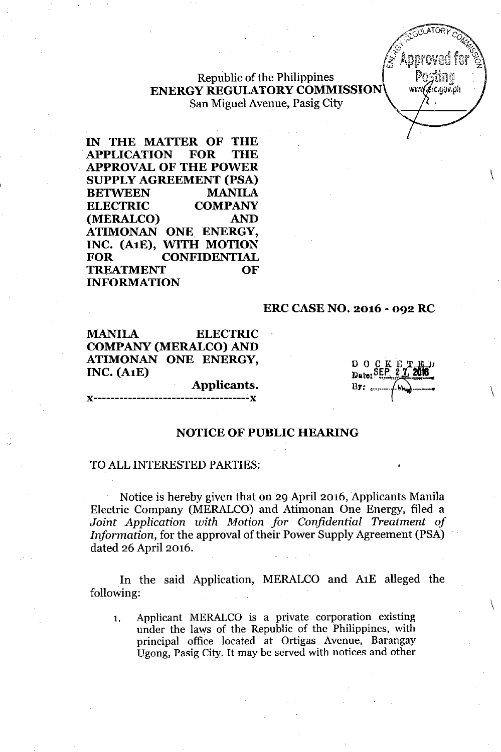Republic of the Philippines
**ENERGY REGULATORY COMMISSION**
San Miguel Avenue, Pasig City

**IN THE MATTER OF THE APPLICATION FOR THE APPROVAL OF THE POWER SUPPLY AGREEMENT (PSA) BETWEEN MANILA ELECTRIC COMPANY (MERALCO) AND ATIMONAN ONE ENERGY, INC. (A1E), WITH MOTION FOR CONFIDENTIAL TREATMENT OF INFORMATION**

**ERC CASE NO. 2016 - 092 RC**

**MANILA ELECTRIC COMPANY (MERALCO) AND ATIMONAN ONE ENERGY, INC. (A1E)**

**Applicants.**

x-----------------------------------x

DOCKETED
Date: SEP 27 2016
By: ________

## NOTICE OF PUBLIC HEARING

TO ALL INTERESTED PARTIES:

Notice is hereby given that on 29 April 2016, Applicants Manila Electric Company (MERALCO) and Atimonan One Energy, filed a *Joint Application with Motion for Confidential Treatment of Information*, for the approval of their Power Supply Agreement (PSA) dated 26 April 2016.

In the said Application, MERALCO and A1E alleged the following:

1. Applicant MERALCO is a private corporation existing under the laws of the Republic of the Philippines, with principal office located at Ortigas Avenue, Barangay Ugong, Pasig City. It may be served with notices and other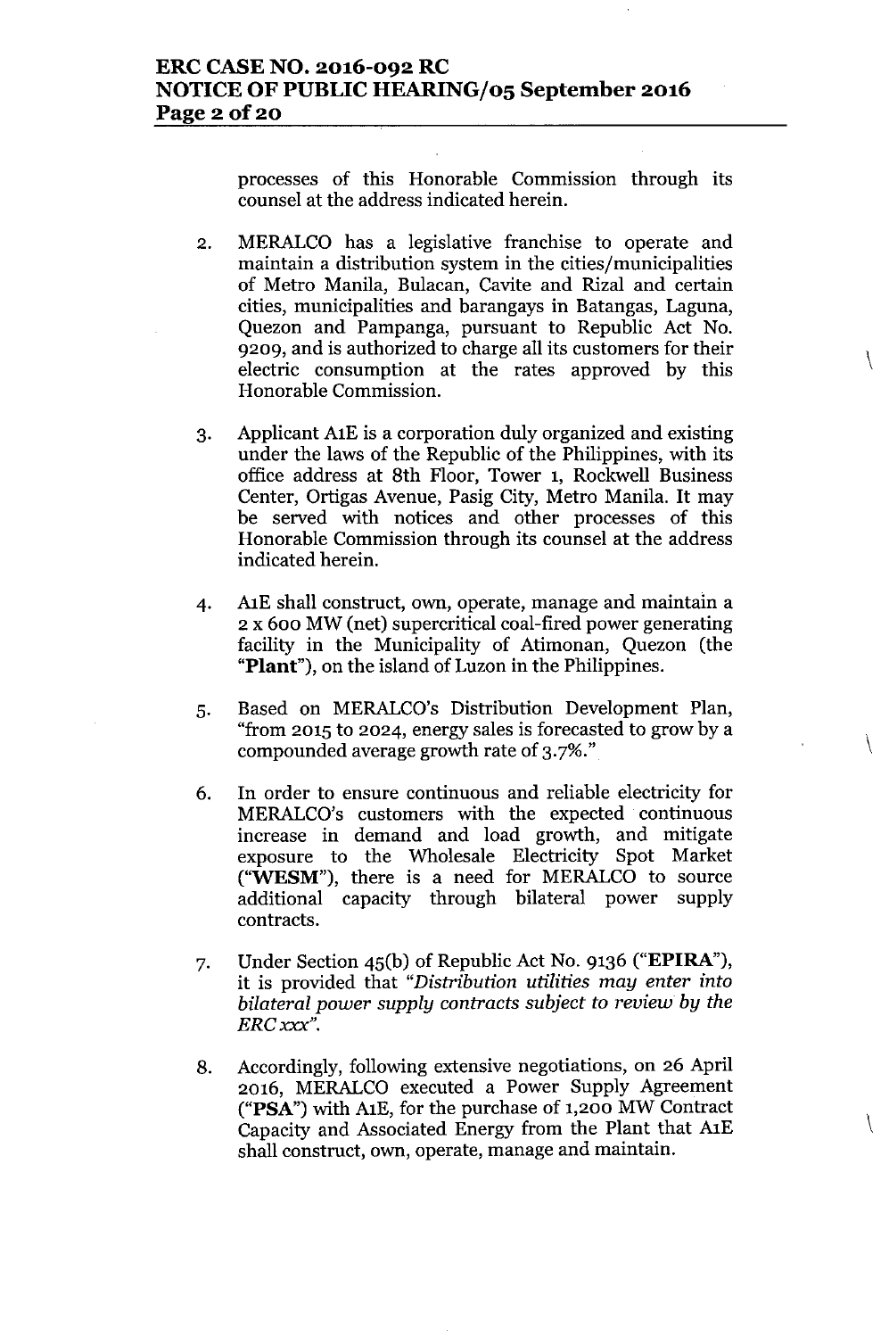processes of this Honorable Commission through its counsel at the address indicated herein.

2. MERALCO has a legislative franchise to operate and maintain a distribution system in the cities/municipalities of Metro Manila, Bulacan, Cavite and Rizal and certain cities, municipalities and barangays in Batangas, Laguna, Quezon and Pampanga, pursuant to Republic Act No. 9209, and is authorized to charge all its customers for their electric consumption at the rates approved by this Honorable Commission.

3. Applicant A1E is a corporation duly organized and existing under the laws of the Republic of the Philippines, with its office address at 8th Floor, Tower 1, Rockwell Business Center, Ortigas Avenue, Pasig City, Metro Manila. It may be served with notices and other processes of this Honorable Commission through its counsel at the address indicated herein.

4. A1E shall construct, own, operate, manage and maintain a 2 x 600 MW (net) supercritical coal-fired power generating facility in the Municipality of Atimonan, Quezon (the "**Plant**"), on the island of Luzon in the Philippines.

5. Based on MERALCO's Distribution Development Plan, "from 2015 to 2024, energy sales is forecasted to grow by a compounded average growth rate of 3.7%."

6. In order to ensure continuous and reliable electricity for MERALCO's customers with the expected continuous increase in demand and load growth, and mitigate exposure to the Wholesale Electricity Spot Market ("**WESM**"), there is a need for MERALCO to source additional capacity through bilateral power supply contracts.

7. Under Section 45(b) of Republic Act No. 9136 ("**EPIRA**"), it is provided that *"Distribution utilities may enter into bilateral power supply contracts subject to review by the ERC xxx"*.

8. Accordingly, following extensive negotiations, on 26 April 2016, MERALCO executed a Power Supply Agreement ("**PSA**") with A1E, for the purchase of 1,200 MW Contract Capacity and Associated Energy from the Plant that A1E shall construct, own, operate, manage and maintain.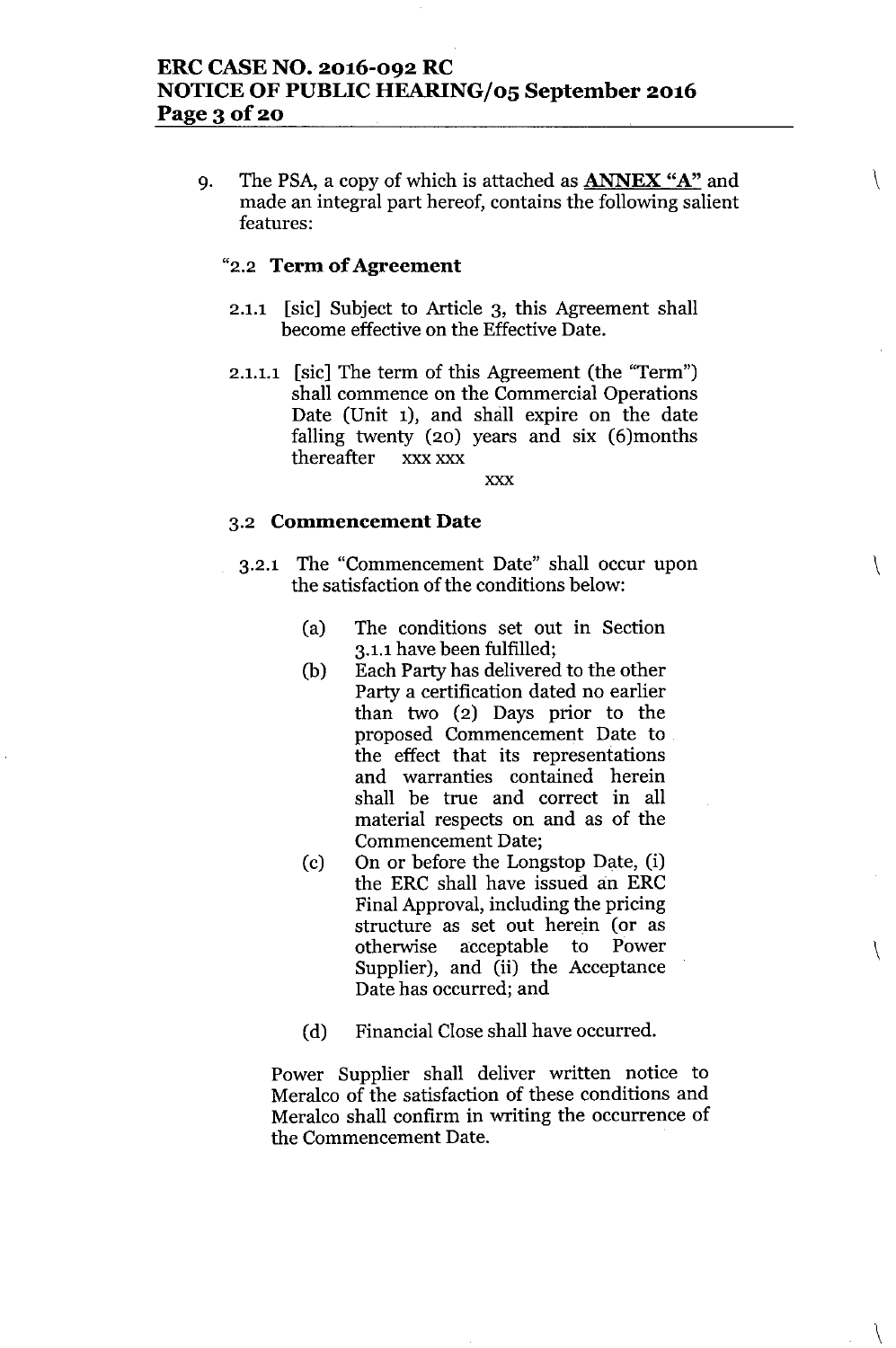9. The PSA, a copy of which is attached as **ANNEX "A"** and made an integral part hereof, contains the following salient features:

"2.2 **Term of Agreement**

2.1.1 [sic] Subject to Article 3, this Agreement shall become effective on the Effective Date.

2.1.1.1 [sic] The term of this Agreement (the "Term") shall commence on the Commercial Operations Date (Unit 1), and shall expire on the date falling twenty (20) years and six (6)months thereafter xxx xxx

xxx

3.2 **Commencement Date**

3.2.1 The "Commencement Date" shall occur upon the satisfaction of the conditions below:

(a) The conditions set out in Section 3.1.1 have been fulfilled;

(b) Each Party has delivered to the other Party a certification dated no earlier than two (2) Days prior to the proposed Commencement Date to the effect that its representations and warranties contained herein shall be true and correct in all material respects on and as of the Commencement Date;

(c) On or before the Longstop Date, (i) the ERC shall have issued an ERC Final Approval, including the pricing structure as set out herein (or as otherwise acceptable to Power Supplier), and (ii) the Acceptance Date has occurred; and

(d) Financial Close shall have occurred.

Power Supplier shall deliver written notice to Meralco of the satisfaction of these conditions and Meralco shall confirm in writing the occurrence of the Commencement Date.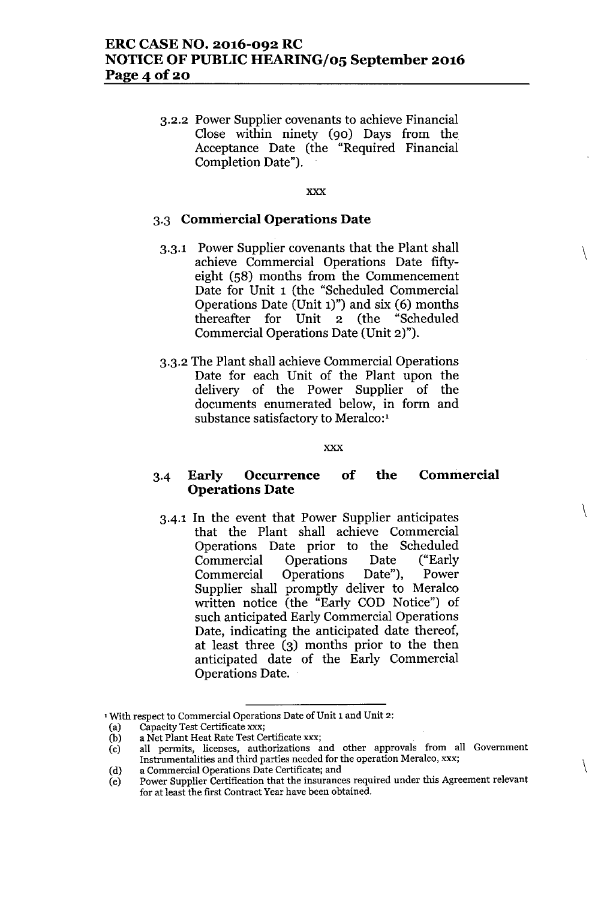3.2.2 Power Supplier covenants to achieve Financial Close within ninety (90) Days from the Acceptance Date (the "Required Financial Completion Date").

xxx

### 3.3 Commercial Operations Date

3.3.1 Power Supplier covenants that the Plant shall achieve Commercial Operations Date fifty-eight (58) months from the Commencement Date for Unit 1 (the "Scheduled Commercial Operations Date (Unit 1)") and six (6) months thereafter for Unit 2 (the "Scheduled Commercial Operations Date (Unit 2)").

3.3.2 The Plant shall achieve Commercial Operations Date for each Unit of the Plant upon the delivery of the Power Supplier of the documents enumerated below, in form and substance satisfactory to Meralco:[1]

xxx

### 3.4 Early Occurrence of the Commercial Operations Date

3.4.1 In the event that Power Supplier anticipates that the Plant shall achieve Commercial Operations Date prior to the Scheduled Commercial Operations Date ("Early Commercial Operations Date"), Power Supplier shall promptly deliver to Meralco written notice (the "Early COD Notice") of such anticipated Early Commercial Operations Date, indicating the anticipated date thereof, at least three (3) months prior to the then anticipated date of the Early Commercial Operations Date.

---

[1] With respect to Commercial Operations Date of Unit 1 and Unit 2:

(a) Capacity Test Certificate xxx;
(b) a Net Plant Heat Rate Test Certificate xxx;
(c) all permits, licenses, authorizations and other approvals from all Government Instrumentalities and third parties needed for the operation Meralco, xxx;
(d) a Commercial Operations Date Certificate; and
(e) Power Supplier Certification that the insurances required under this Agreement relevant for at least the first Contract Year have been obtained.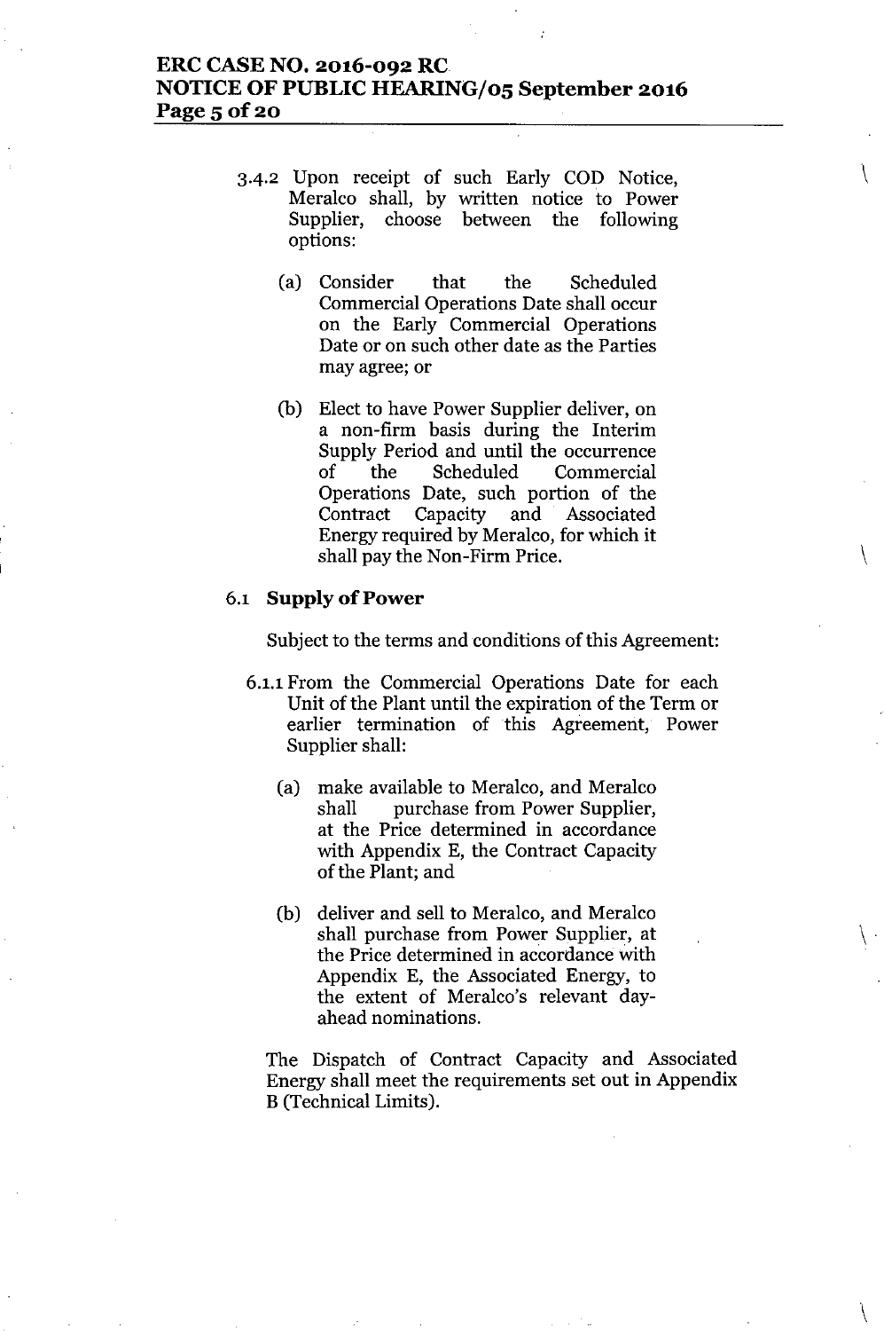3.4.2 Upon receipt of such Early COD Notice, Meralco shall, by written notice to Power Supplier, choose between the following options:

(a) Consider that the Scheduled Commercial Operations Date shall occur on the Early Commercial Operations Date or on such other date as the Parties may agree; or

(b) Elect to have Power Supplier deliver, on a non-firm basis during the Interim Supply Period and until the occurrence of the Scheduled Commercial Operations Date, such portion of the Contract Capacity and Associated Energy required by Meralco, for which it shall pay the Non-Firm Price.

**6.1 Supply of Power**

Subject to the terms and conditions of this Agreement:

6.1.1 From the Commercial Operations Date for each Unit of the Plant until the expiration of the Term or earlier termination of this Agreement, Power Supplier shall:

(a) make available to Meralco, and Meralco shall purchase from Power Supplier, at the Price determined in accordance with Appendix E, the Contract Capacity of the Plant; and

(b) deliver and sell to Meralco, and Meralco shall purchase from Power Supplier, at the Price determined in accordance with Appendix E, the Associated Energy, to the extent of Meralco's relevant day-ahead nominations.

The Dispatch of Contract Capacity and Associated Energy shall meet the requirements set out in Appendix B (Technical Limits).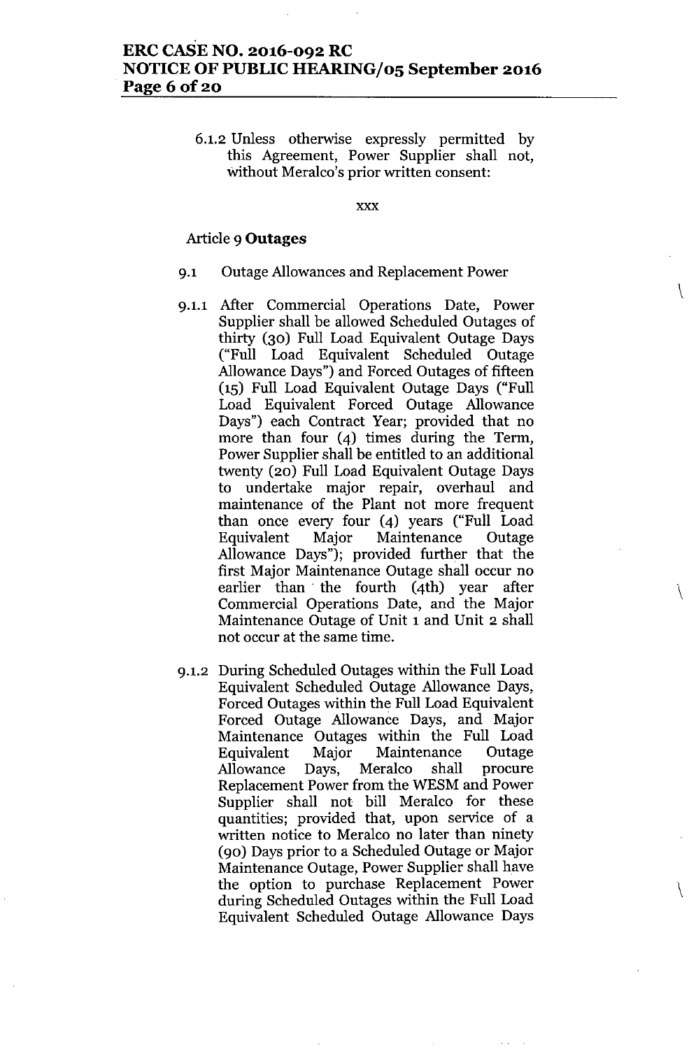6.1.2 Unless otherwise expressly permitted by this Agreement, Power Supplier shall not, without Meralco's prior written consent:

xxx

Article 9 **Outages**

9.1 Outage Allowances and Replacement Power

9.1.1 After Commercial Operations Date, Power Supplier shall be allowed Scheduled Outages of thirty (30) Full Load Equivalent Outage Days ("Full Load Equivalent Scheduled Outage Allowance Days") and Forced Outages of fifteen (15) Full Load Equivalent Outage Days ("Full Load Equivalent Forced Outage Allowance Days") each Contract Year; provided that no more than four (4) times during the Term, Power Supplier shall be entitled to an additional twenty (20) Full Load Equivalent Outage Days to undertake major repair, overhaul and maintenance of the Plant not more frequent than once every four (4) years ("Full Load Equivalent Major Maintenance Outage Allowance Days"); provided further that the first Major Maintenance Outage shall occur no earlier than the fourth (4th) year after Commercial Operations Date, and the Major Maintenance Outage of Unit 1 and Unit 2 shall not occur at the same time.

9.1.2 During Scheduled Outages within the Full Load Equivalent Scheduled Outage Allowance Days, Forced Outages within the Full Load Equivalent Forced Outage Allowance Days, and Major Maintenance Outages within the Full Load Equivalent Major Maintenance Outage Allowance Days, Meralco shall procure Replacement Power from the WESM and Power Supplier shall not bill Meralco for these quantities; provided that, upon service of a written notice to Meralco no later than ninety (90) Days prior to a Scheduled Outage or Major Maintenance Outage, Power Supplier shall have the option to purchase Replacement Power during Scheduled Outages within the Full Load Equivalent Scheduled Outage Allowance Days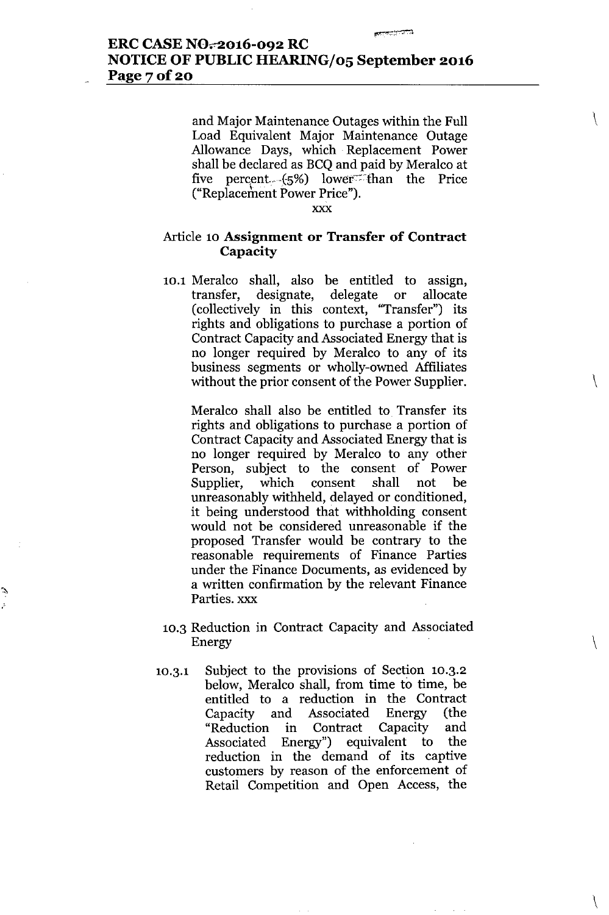and Major Maintenance Outages within the Full Load Equivalent Major Maintenance Outage Allowance Days, which Replacement Power shall be declared as BCQ and paid by Meralco at five percent (5%) lower than the Price ("Replacement Power Price").

xxx

Article 10 **Assignment or Transfer of Contract Capacity**

10.1 Meralco shall, also be entitled to assign, transfer, designate, delegate or allocate (collectively in this context, "Transfer") its rights and obligations to purchase a portion of Contract Capacity and Associated Energy that is no longer required by Meralco to any of its business segments or wholly-owned Affiliates without the prior consent of the Power Supplier.

Meralco shall also be entitled to Transfer its rights and obligations to purchase a portion of Contract Capacity and Associated Energy that is no longer required by Meralco to any other Person, subject to the consent of Power Supplier, which consent shall not be unreasonably withheld, delayed or conditioned, it being understood that withholding consent would not be considered unreasonable if the proposed Transfer would be contrary to the reasonable requirements of Finance Parties under the Finance Documents, as evidenced by a written confirmation by the relevant Finance Parties. xxx

10.3 Reduction in Contract Capacity and Associated Energy

10.3.1 Subject to the provisions of Section 10.3.2 below, Meralco shall, from time to time, be entitled to a reduction in the Contract Capacity and Associated Energy (the "Reduction in Contract Capacity and Associated Energy") equivalent to the reduction in the demand of its captive customers by reason of the enforcement of Retail Competition and Open Access, the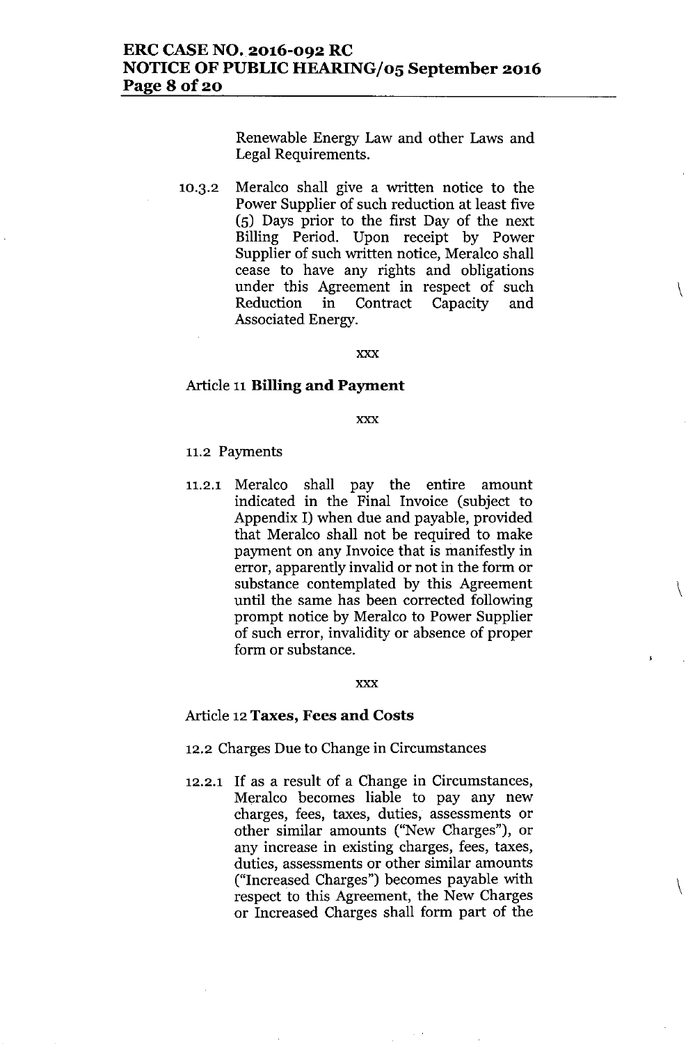Renewable Energy Law and other Laws and Legal Requirements.

10.3.2 Meralco shall give a written notice to the Power Supplier of such reduction at least five (5) Days prior to the first Day of the next Billing Period. Upon receipt by Power Supplier of such written notice, Meralco shall cease to have any rights and obligations under this Agreement in respect of such Reduction in Contract Capacity and Associated Energy.

xxx

Article 11 **Billing and Payment**

xxx

11.2 Payments

11.2.1 Meralco shall pay the entire amount indicated in the Final Invoice (subject to Appendix I) when due and payable, provided that Meralco shall not be required to make payment on any Invoice that is manifestly in error, apparently invalid or not in the form or substance contemplated by this Agreement until the same has been corrected following prompt notice by Meralco to Power Supplier of such error, invalidity or absence of proper form or substance.

xxx

Article 12 **Taxes, Fees and Costs**

12.2 Charges Due to Change in Circumstances

12.2.1 If as a result of a Change in Circumstances, Meralco becomes liable to pay any new charges, fees, taxes, duties, assessments or other similar amounts ("New Charges"), or any increase in existing charges, fees, taxes, duties, assessments or other similar amounts ("Increased Charges") becomes payable with respect to this Agreement, the New Charges or Increased Charges shall form part of the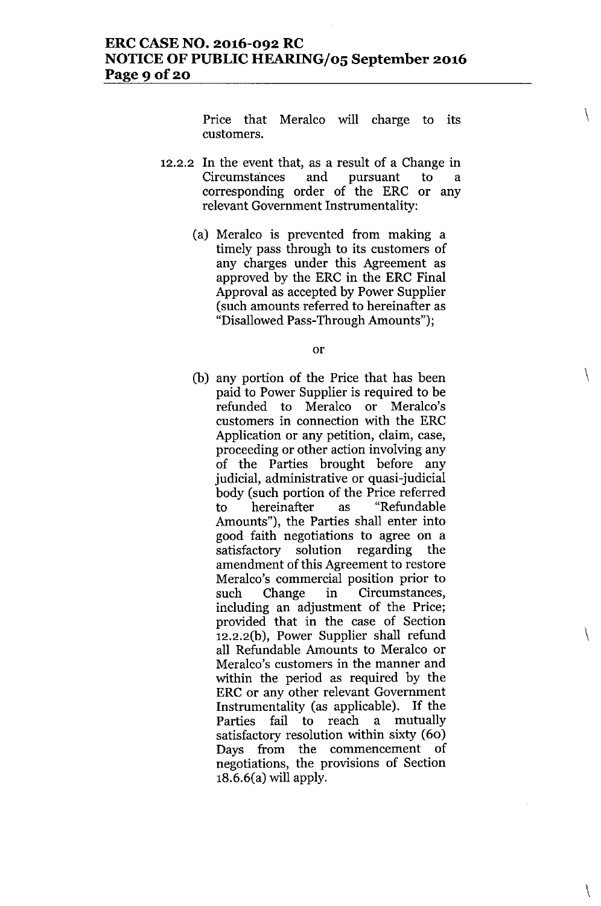Price that Meralco will charge to its customers.

12.2.2 In the event that, as a result of a Change in Circumstances and pursuant to a corresponding order of the ERC or any relevant Government Instrumentality:

(a) Meralco is prevented from making a timely pass through to its customers of any charges under this Agreement as approved by the ERC in the ERC Final Approval as accepted by Power Supplier (such amounts referred to hereinafter as "Disallowed Pass-Through Amounts");

or

(b) any portion of the Price that has been paid to Power Supplier is required to be refunded to Meralco or Meralco's customers in connection with the ERC Application or any petition, claim, case, proceeding or other action involving any of the Parties brought before any judicial, administrative or quasi-judicial body (such portion of the Price referred to hereinafter as "Refundable Amounts"), the Parties shall enter into good faith negotiations to agree on a satisfactory solution regarding the amendment of this Agreement to restore Meralco's commercial position prior to such Change in Circumstances, including an adjustment of the Price; provided that in the case of Section 12.2.2(b), Power Supplier shall refund all Refundable Amounts to Meralco or Meralco's customers in the manner and within the period as required by the ERC or any other relevant Government Instrumentality (as applicable). If the Parties fail to reach a mutually satisfactory resolution within sixty (60) Days from the commencement of negotiations, the provisions of Section 18.6.6(a) will apply.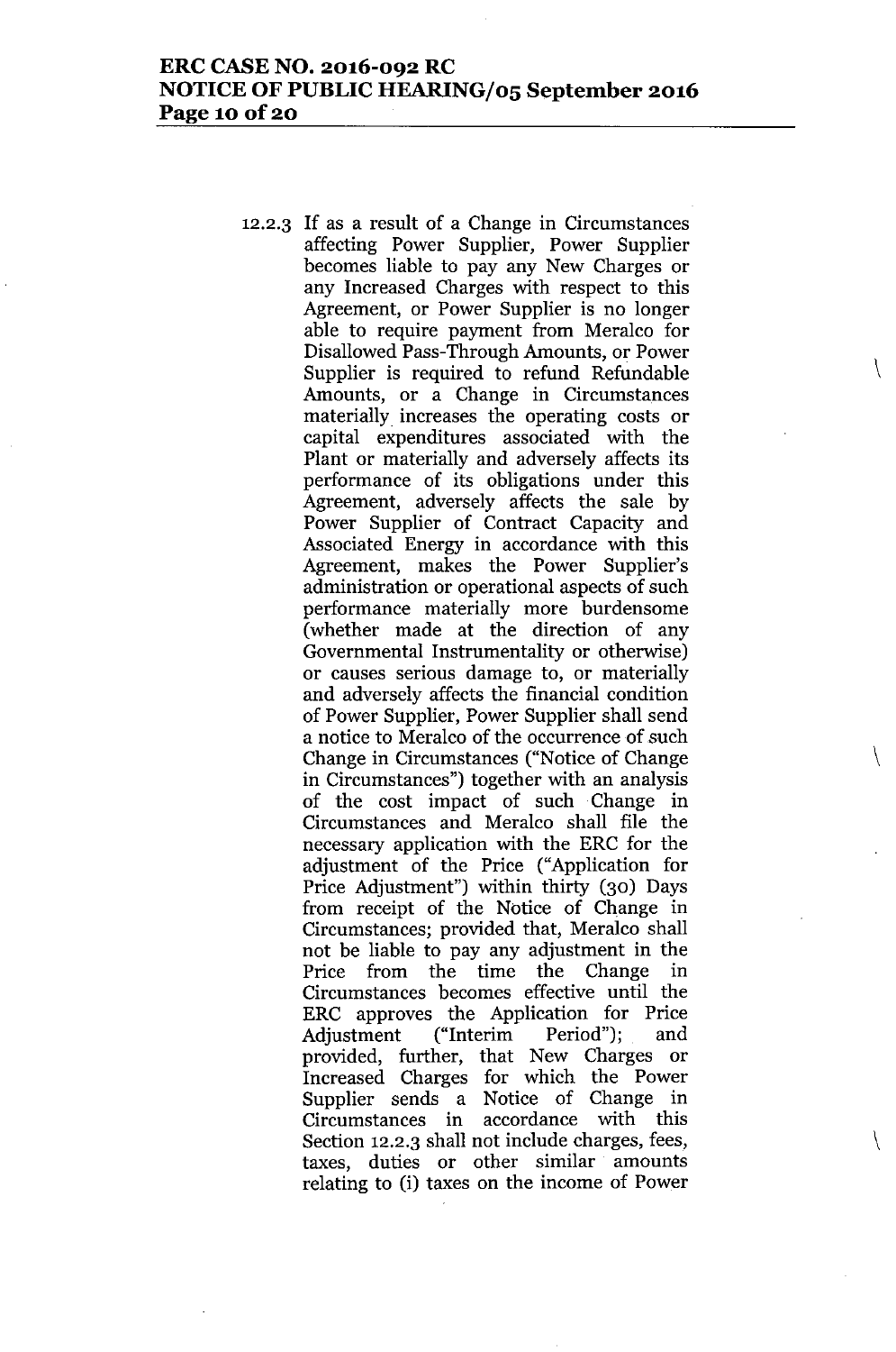12.2.3 If as a result of a Change in Circumstances affecting Power Supplier, Power Supplier becomes liable to pay any New Charges or any Increased Charges with respect to this Agreement, or Power Supplier is no longer able to require payment from Meralco for Disallowed Pass-Through Amounts, or Power Supplier is required to refund Refundable Amounts, or a Change in Circumstances materially increases the operating costs or capital expenditures associated with the Plant or materially and adversely affects its performance of its obligations under this Agreement, adversely affects the sale by Power Supplier of Contract Capacity and Associated Energy in accordance with this Agreement, makes the Power Supplier's administration or operational aspects of such performance materially more burdensome (whether made at the direction of any Governmental Instrumentality or otherwise) or causes serious damage to, or materially and adversely affects the financial condition of Power Supplier, Power Supplier shall send a notice to Meralco of the occurrence of such Change in Circumstances ("Notice of Change in Circumstances") together with an analysis of the cost impact of such Change in Circumstances and Meralco shall file the necessary application with the ERC for the adjustment of the Price ("Application for Price Adjustment") within thirty (30) Days from receipt of the Notice of Change in Circumstances; provided that, Meralco shall not be liable to pay any adjustment in the Price from the time the Change in Circumstances becomes effective until the ERC approves the Application for Price Adjustment ("Interim Period"); and provided, further, that New Charges or Increased Charges for which the Power Supplier sends a Notice of Change in Circumstances in accordance with this Section 12.2.3 shall not include charges, fees, taxes, duties or other similar amounts relating to (i) taxes on the income of Power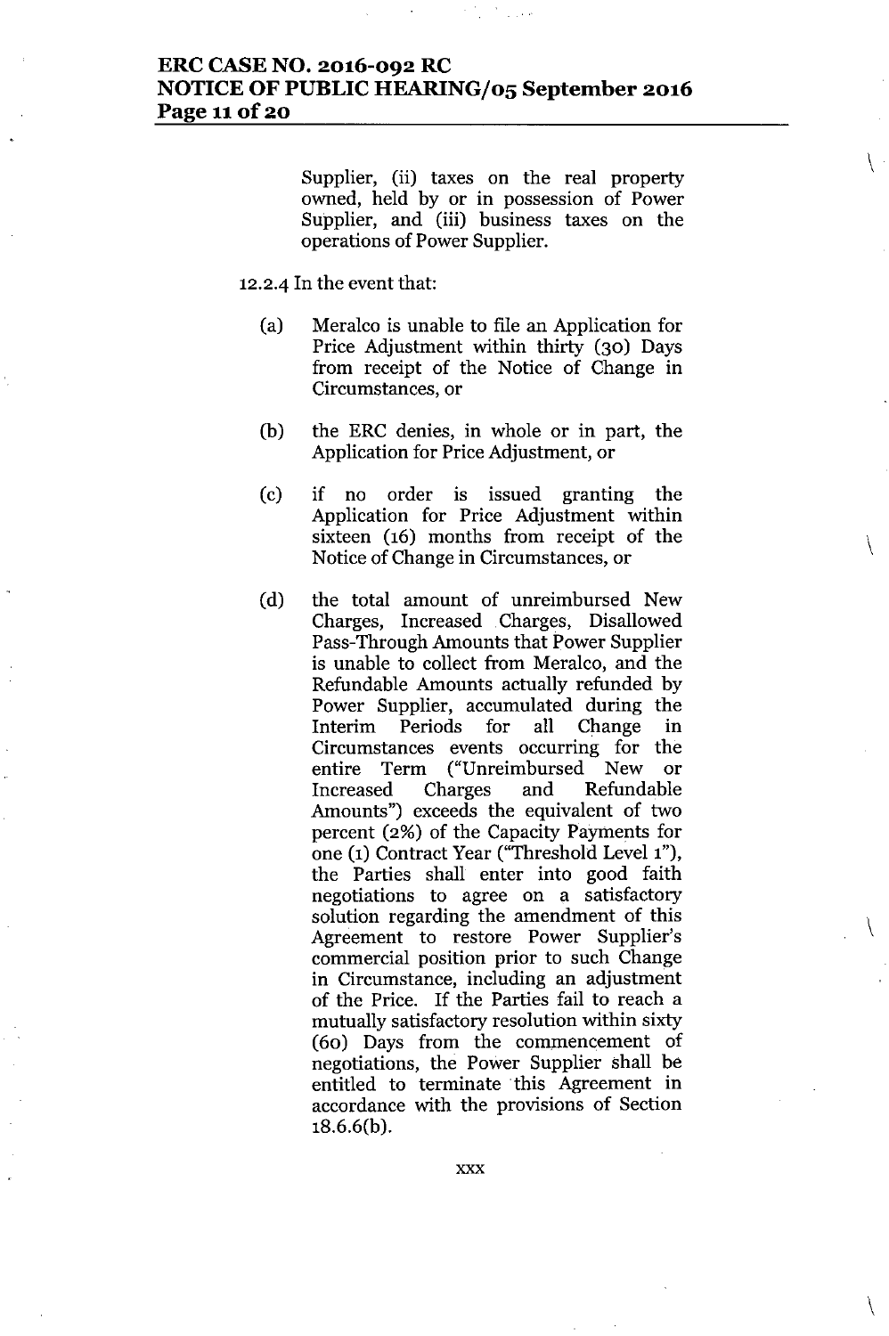Supplier, (ii) taxes on the real property owned, held by or in possession of Power Supplier, and (iii) business taxes on the operations of Power Supplier.

12.2.4 In the event that:

(a) Meralco is unable to file an Application for Price Adjustment within thirty (30) Days from receipt of the Notice of Change in Circumstances, or

(b) the ERC denies, in whole or in part, the Application for Price Adjustment, or

(c) if no order is issued granting the Application for Price Adjustment within sixteen (16) months from receipt of the Notice of Change in Circumstances, or

(d) the total amount of unreimbursed New Charges, Increased Charges, Disallowed Pass-Through Amounts that Power Supplier is unable to collect from Meralco, and the Refundable Amounts actually refunded by Power Supplier, accumulated during the Interim Periods for all Change in Circumstances events occurring for the entire Term ("Unreimbursed New or Increased Charges and Refundable Amounts") exceeds the equivalent of two percent (2%) of the Capacity Payments for one (1) Contract Year ("Threshold Level 1"), the Parties shall enter into good faith negotiations to agree on a satisfactory solution regarding the amendment of this Agreement to restore Power Supplier's commercial position prior to such Change in Circumstance, including an adjustment of the Price. If the Parties fail to reach a mutually satisfactory resolution within sixty (60) Days from the commencement of negotiations, the Power Supplier shall be entitled to terminate this Agreement in accordance with the provisions of Section 18.6.6(b).

xxx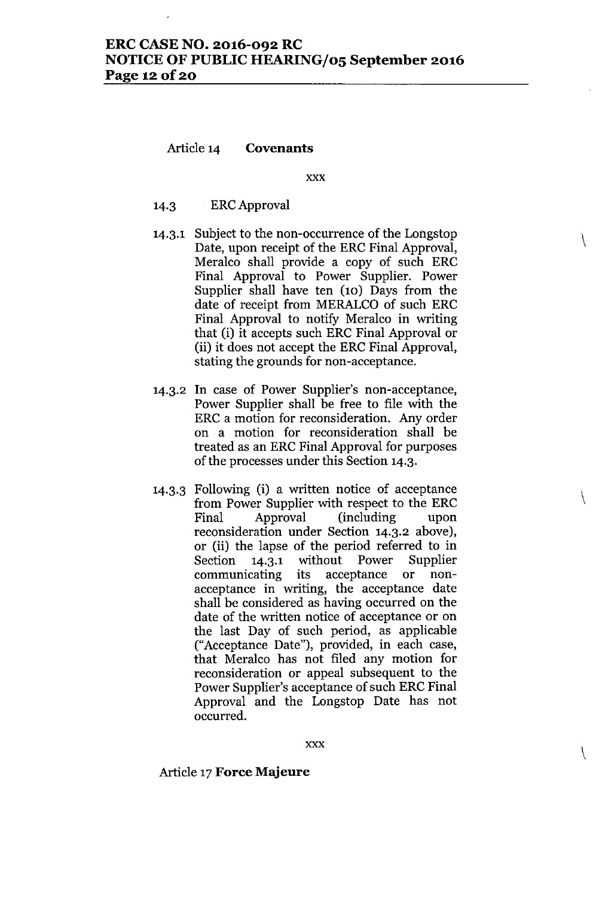Article 14 **Covenants**

xxx

14.3 ERC Approval

14.3.1 Subject to the non-occurrence of the Longstop Date, upon receipt of the ERC Final Approval, Meralco shall provide a copy of such ERC Final Approval to Power Supplier. Power Supplier shall have ten (10) Days from the date of receipt from MERALCO of such ERC Final Approval to notify Meralco in writing that (i) it accepts such ERC Final Approval or (ii) it does not accept the ERC Final Approval, stating the grounds for non-acceptance.

14.3.2 In case of Power Supplier's non-acceptance, Power Supplier shall be free to file with the ERC a motion for reconsideration. Any order on a motion for reconsideration shall be treated as an ERC Final Approval for purposes of the processes under this Section 14.3.

14.3.3 Following (i) a written notice of acceptance from Power Supplier with respect to the ERC Final Approval (including upon reconsideration under Section 14.3.2 above), or (ii) the lapse of the period referred to in Section 14.3.1 without Power Supplier communicating its acceptance or non-acceptance in writing, the acceptance date shall be considered as having occurred on the date of the written notice of acceptance or on the last Day of such period, as applicable ("Acceptance Date"), provided, in each case, that Meralco has not filed any motion for reconsideration or appeal subsequent to the Power Supplier's acceptance of such ERC Final Approval and the Longstop Date has not occurred.

xxx

Article 17 **Force Majeure**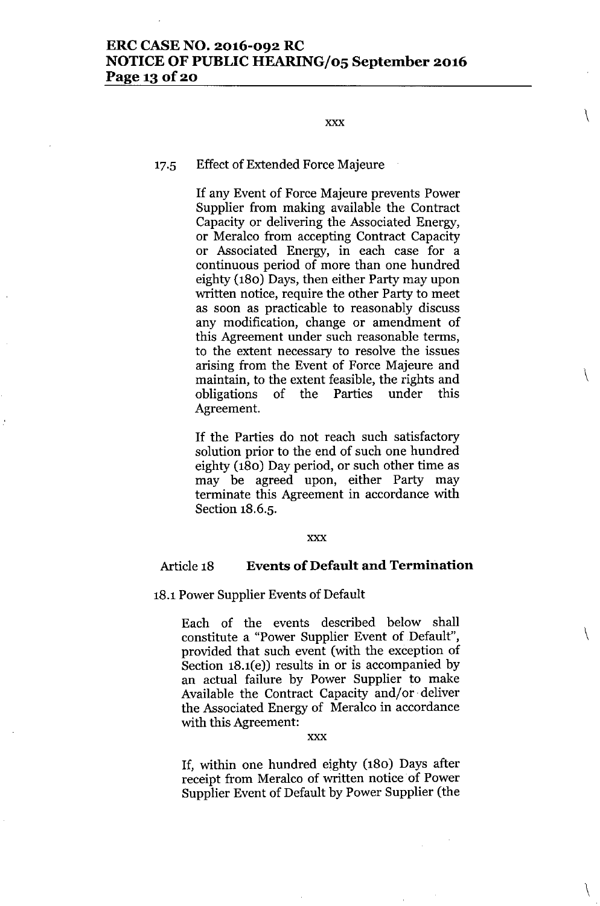xxx

17.5 Effect of Extended Force Majeure

If any Event of Force Majeure prevents Power Supplier from making available the Contract Capacity or delivering the Associated Energy, or Meralco from accepting Contract Capacity or Associated Energy, in each case for a continuous period of more than one hundred eighty (180) Days, then either Party may upon written notice, require the other Party to meet as soon as practicable to reasonably discuss any modification, change or amendment of this Agreement under such reasonable terms, to the extent necessary to resolve the issues arising from the Event of Force Majeure and maintain, to the extent feasible, the rights and obligations of the Parties under this Agreement.

If the Parties do not reach such satisfactory solution prior to the end of such one hundred eighty (180) Day period, or such other time as may be agreed upon, either Party may terminate this Agreement in accordance with Section 18.6.5.

xxx

Article 18 **Events of Default and Termination**

18.1 Power Supplier Events of Default

Each of the events described below shall constitute a "Power Supplier Event of Default", provided that such event (with the exception of Section 18.1(e)) results in or is accompanied by an actual failure by Power Supplier to make Available the Contract Capacity and/or deliver the Associated Energy of Meralco in accordance with this Agreement:

xxx

If, within one hundred eighty (180) Days after receipt from Meralco of written notice of Power Supplier Event of Default by Power Supplier (the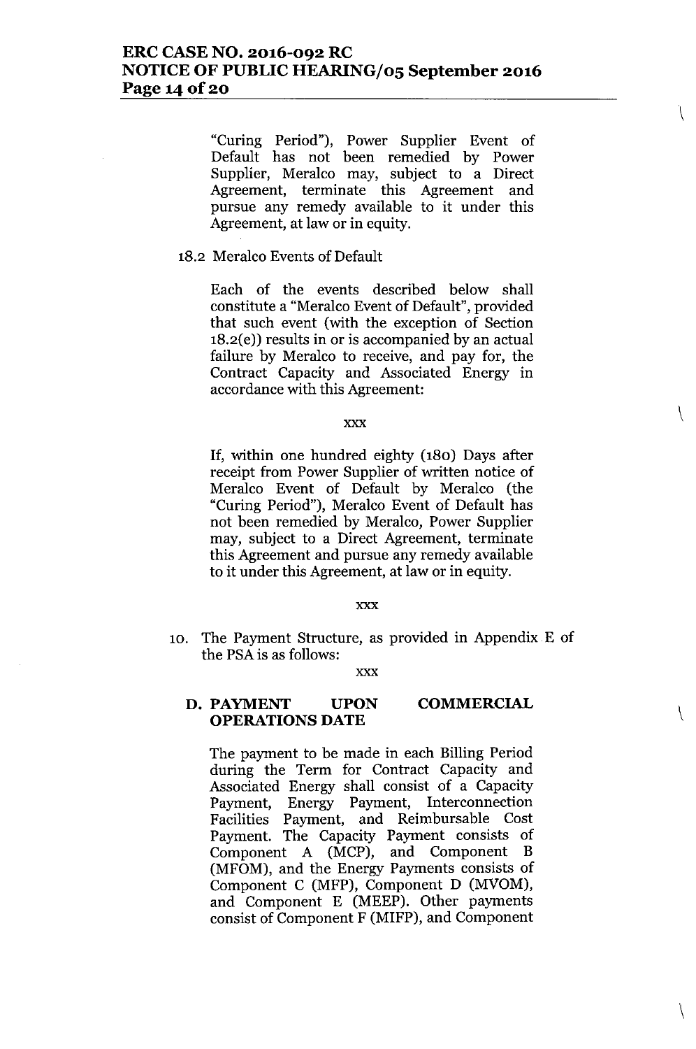"Curing Period"), Power Supplier Event of Default has not been remedied by Power Supplier, Meralco may, subject to a Direct Agreement, terminate this Agreement and pursue any remedy available to it under this Agreement, at law or in equity.

18.2 Meralco Events of Default

Each of the events described below shall constitute a "Meralco Event of Default", provided that such event (with the exception of Section 18.2(e)) results in or is accompanied by an actual failure by Meralco to receive, and pay for, the Contract Capacity and Associated Energy in accordance with this Agreement:

xxx

If, within one hundred eighty (180) Days after receipt from Power Supplier of written notice of Meralco Event of Default by Meralco (the "Curing Period"), Meralco Event of Default has not been remedied by Meralco, Power Supplier may, subject to a Direct Agreement, terminate this Agreement and pursue any remedy available to it under this Agreement, at law or in equity.

xxx

10. The Payment Structure, as provided in Appendix E of the PSA is as follows:

xxx

**D. PAYMENT UPON COMMERCIAL OPERATIONS DATE**

The payment to be made in each Billing Period during the Term for Contract Capacity and Associated Energy shall consist of a Capacity Payment, Energy Payment, Interconnection Facilities Payment, and Reimbursable Cost Payment. The Capacity Payment consists of Component A (MCP), and Component B (MFOM), and the Energy Payments consists of Component C (MFP), Component D (MVOM), and Component E (MEEP). Other payments consist of Component F (MIFP), and Component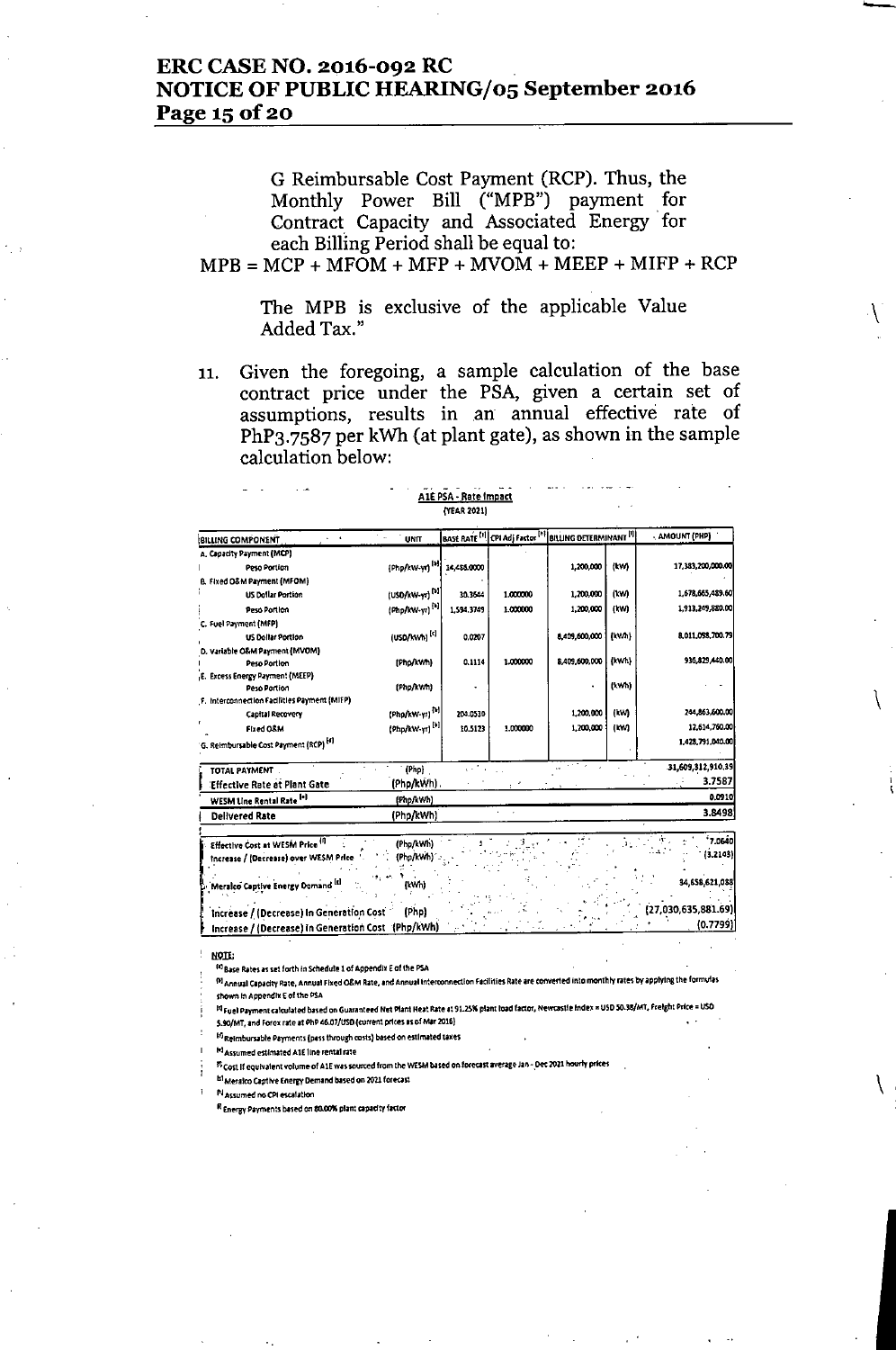G Reimbursable Cost Payment (RCP). Thus, the Monthly Power Bill ("MPB") payment for Contract Capacity and Associated Energy for each Billing Period shall be equal to:

$$MPB = MCP + MFOM + MFP + MVOM + MEEP + MIFP + RCP$$

The MPB is exclusive of the applicable Value Added Tax."

11. Given the foregoing, a sample calculation of the base contract price under the PSA, given a certain set of assumptions, results in an annual effective rate of PhP3.7587 per kWh (at plant gate), as shown in the sample calculation below:

**A1E PSA - Rate Impact**
**(YEAR 2021)**

| BILLING COMPONENT | UNIT | BASE RATE [a] | CPI Adj Factor [h] | BILLING DETERMINANT [i] | | AMOUNT (PHP) |
|---|---|---|---|---|---|---|
| A. Capacity Payment (MCP) | | | | | | |
| Peso Portion | (Php/kW-yr) [b] | 14,486.0000 | | 1,200,000 | (kW) | 17,383,200,000.00 |
| B. Fixed O&M Payment (MFOM) | | | | | | |
| US Dollar Portion | (USD/kW-yr) [b] | 30.3644 | 1.000000 | 1,200,000 | (kW) | 1,678,665,489.60 |
| Peso Portion | (Php/kW-yr) [b] | 1,594.3749 | 1.000000 | 1,200,000 | (kW) | 1,913,249,880.00 |
| C. Fuel Payment (MFP) | | | | | | |
| US Dollar Portion | (USD/kWh) [c] | 0.0207 | | 8,409,600,000 | (kWh) | 8,011,098,700.79 |
| D. Variable O&M Payment (MVOM) | | | | | | |
| Peso Portion | (Php/kWh) | 0.1114 | 1.000000 | 8,409,600,000 | (kWh) | 936,829,440.00 |
| E. Excess Energy Payment (MEEP) | | | | | | |
| Peso Portion | (Php/kWh) | - | | - | (kWh) | - |
| F. Interconnection Facilities Payment (MIFP) | | | | | | |
| Capital Recovery | (Php/kW-yr) [b] | 204.0530 | | 1,200,000 | (kW) | 244,863,600.00 |
| Fixed O&M | (Php/kW-yr) [b] | 10.5123 | 1.000000 | 1,200,000 | (kW) | 12,614,760.00 |
| G. Reimbursable Cost Payment (RCP) [d] | | | | | | 1,428,791,040.00 |
| TOTAL PAYMENT | (Php) | | | | | 31,609,312,910.39 |
| Effective Rate at Plant Gate | (Php/kWh) | | | | | 3.7587 |
| WESM Line Rental Rate [e] | (Php/kWh) | | | | | 0.0910 |
| Delivered Rate | (Php/kWh) | | | | | 3.8498 |
| Effective Cost at WESM Price [f] | (Php/kWh) | | | | | 7.0640 |
| Increase / (Decrease) over WESM Price | (Php/kWh) | | | | | (3.2143) |
| Meralco Captive Energy Demand [g] | (kWh) | | | | | 34,658,621,088 |
| Increase / (Decrease) in Generation Cost | (Php) | | | | | (27,030,635,881.69) |
| Increase / (Decrease) in Generation Cost | (Php/kWh) | | | | | (0.7799) |

**NOTE:**

[a] Base Rates as set forth in Schedule 1 of Appendix E of the PSA

[b] Annual Capacity Rate, Annual Fixed O&M Rate, and Annual Interconnection Facilities Rate are converted into monthly rates by applying the formulas shown in Appendix E of the PSA

[c] Fuel Payment calculated based on Guaranteed Net Plant Heat Rate at 91.25% plant load factor, Newcastle Index = USD 50.38/MT, Freight Price = USD 5.90/MT, and Forex rate at PhP 46.07/USD (current prices as of Mar 2016)

[d] Reimbursable Payments (pass through costs) based on estimated taxes

[e] Assumed estimated A1E line rental rate

[f] Cost if equivalent volume of A1E was sourced from the WESM based on forecast average Jan - Dec 2021 hourly prices

[g] Meralco Captive Energy Demand based on 2021 forecast

[h] Assumed no CPI escalation

[i] Energy Payments based on 80.00% plant capacity factor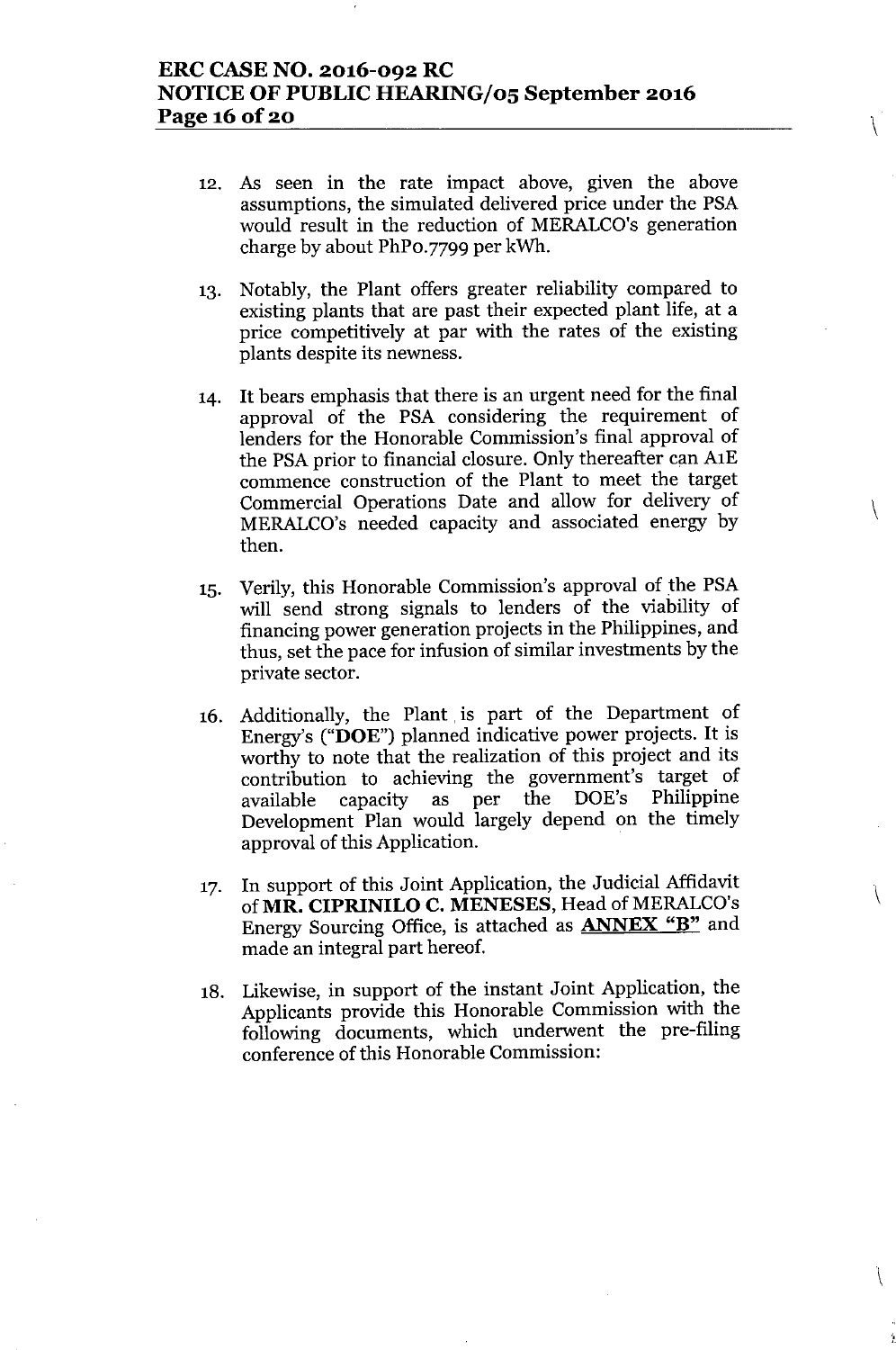12. As seen in the rate impact above, given the above assumptions, the simulated delivered price under the PSA would result in the reduction of MERALCO's generation charge by about PhP0.7799 per kWh.

13. Notably, the Plant offers greater reliability compared to existing plants that are past their expected plant life, at a price competitively at par with the rates of the existing plants despite its newness.

14. It bears emphasis that there is an urgent need for the final approval of the PSA considering the requirement of lenders for the Honorable Commission's final approval of the PSA prior to financial closure. Only thereafter can A1E commence construction of the Plant to meet the target Commercial Operations Date and allow for delivery of MERALCO's needed capacity and associated energy by then.

15. Verily, this Honorable Commission's approval of the PSA will send strong signals to lenders of the viability of financing power generation projects in the Philippines, and thus, set the pace for infusion of similar investments by the private sector.

16. Additionally, the Plant is part of the Department of Energy's ("**DOE**") planned indicative power projects. It is worthy to note that the realization of this project and its contribution to achieving the government's target of available capacity as per the DOE's Philippine Development Plan would largely depend on the timely approval of this Application.

17. In support of this Joint Application, the Judicial Affidavit of **MR. CIPRINILO C. MENESES**, Head of MERALCO's Energy Sourcing Office, is attached as **ANNEX "B"** and made an integral part hereof.

18. Likewise, in support of the instant Joint Application, the Applicants provide this Honorable Commission with the following documents, which underwent the pre-filing conference of this Honorable Commission: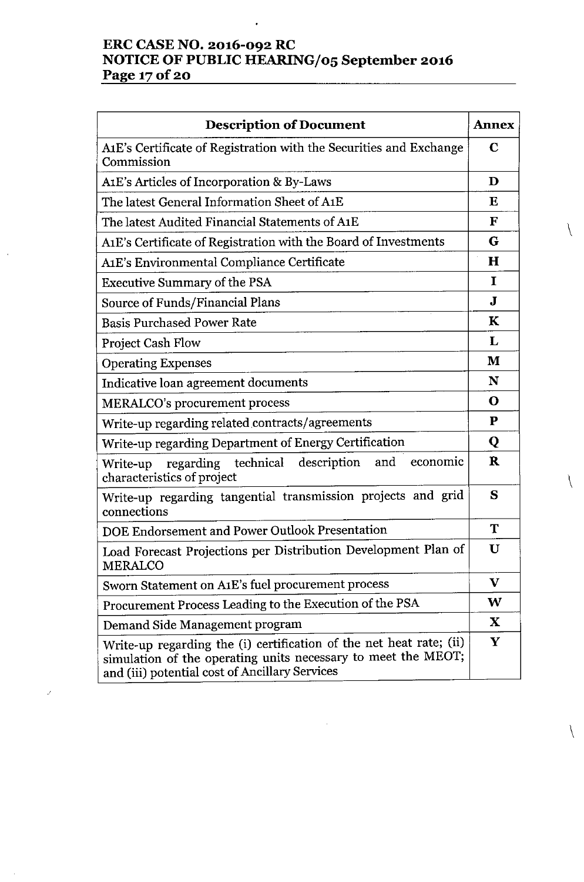| Description of Document | Annex |
|---|---|
| A1E's Certificate of Registration with the Securities and Exchange Commission | C |
| A1E's Articles of Incorporation & By-Laws | D |
| The latest General Information Sheet of A1E | E |
| The latest Audited Financial Statements of A1E | F |
| A1E's Certificate of Registration with the Board of Investments | G |
| A1E's Environmental Compliance Certificate | H |
| Executive Summary of the PSA | I |
| Source of Funds/Financial Plans | J |
| Basis Purchased Power Rate | K |
| Project Cash Flow | L |
| Operating Expenses | M |
| Indicative loan agreement documents | N |
| MERALCO's procurement process | O |
| Write-up regarding related contracts/agreements | P |
| Write-up regarding Department of Energy Certification | Q |
| Write-up regarding technical description and economic characteristics of project | R |
| Write-up regarding tangential transmission projects and grid connections | S |
| DOE Endorsement and Power Outlook Presentation | T |
| Load Forecast Projections per Distribution Development Plan of MERALCO | U |
| Sworn Statement on A1E's fuel procurement process | V |
| Procurement Process Leading to the Execution of the PSA | W |
| Demand Side Management program | X |
| Write-up regarding the (i) certification of the net heat rate; (ii) simulation of the operating units necessary to meet the MEOT; and (iii) potential cost of Ancillary Services | Y |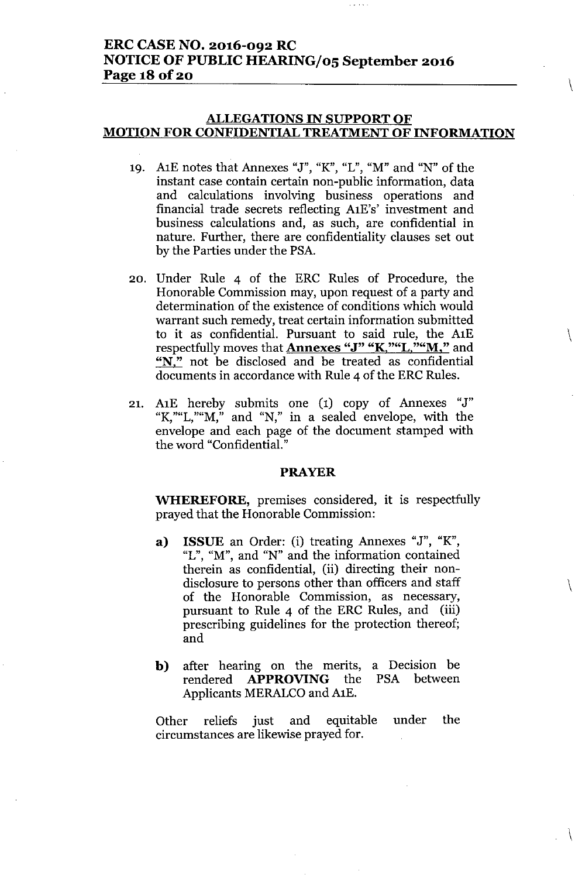## ALLEGATIONS IN SUPPORT OF MOTION FOR CONFIDENTIAL TREATMENT OF INFORMATION

19. A1E notes that Annexes "J", "K", "L", "M" and "N" of the instant case contain certain non-public information, data and calculations involving business operations and financial trade secrets reflecting A1E's' investment and business calculations and, as such, are confidential in nature. Further, there are confidentiality clauses set out by the Parties under the PSA.

20. Under Rule 4 of the ERC Rules of Procedure, the Honorable Commission may, upon request of a party and determination of the existence of conditions which would warrant such remedy, treat certain information submitted to it as confidential. Pursuant to said rule, the A1E respectfully moves that **Annexes "J" "K,""L,""M,"** and **"N,"** not be disclosed and be treated as confidential documents in accordance with Rule 4 of the ERC Rules.

21. A1E hereby submits one (1) copy of Annexes "J" "K,""L,""M," and "N," in a sealed envelope, with the envelope and each page of the document stamped with the word "Confidential."

### PRAYER

**WHEREFORE,** premises considered, it is respectfully prayed that the Honorable Commission:

**a) ISSUE** an Order: (i) treating Annexes "J", "K", "L", "M", and "N" and the information contained therein as confidential, (ii) directing their non-disclosure to persons other than officers and staff of the Honorable Commission, as necessary, pursuant to Rule 4 of the ERC Rules, and (iii) prescribing guidelines for the protection thereof; and

**b)** after hearing on the merits, a Decision be rendered **APPROVING** the PSA between Applicants MERALCO and A1E.

Other reliefs just and equitable under the circumstances are likewise prayed for.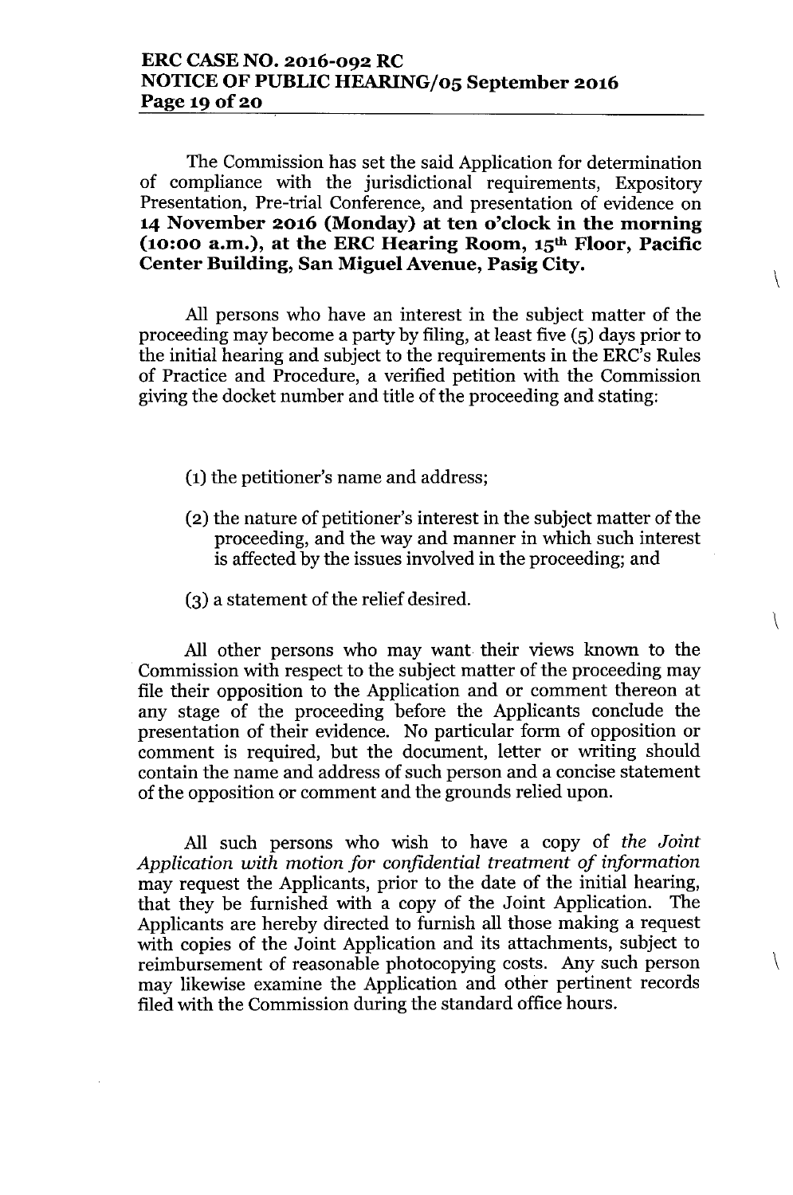The Commission has set the said Application for determination of compliance with the jurisdictional requirements, Expository Presentation, Pre-trial Conference, and presentation of evidence on **14 November 2016 (Monday) at ten o'clock in the morning (10:00 a.m.), at the ERC Hearing Room, 15th Floor, Pacific Center Building, San Miguel Avenue, Pasig City.**

All persons who have an interest in the subject matter of the proceeding may become a party by filing, at least five (5) days prior to the initial hearing and subject to the requirements in the ERC's Rules of Practice and Procedure, a verified petition with the Commission giving the docket number and title of the proceeding and stating:

(1) the petitioner's name and address;

(2) the nature of petitioner's interest in the subject matter of the proceeding, and the way and manner in which such interest is affected by the issues involved in the proceeding; and

(3) a statement of the relief desired.

All other persons who may want their views known to the Commission with respect to the subject matter of the proceeding may file their opposition to the Application and or comment thereon at any stage of the proceeding before the Applicants conclude the presentation of their evidence. No particular form of opposition or comment is required, but the document, letter or writing should contain the name and address of such person and a concise statement of the opposition or comment and the grounds relied upon.

All such persons who wish to have a copy of *the Joint Application with motion for confidential treatment of information* may request the Applicants, prior to the date of the initial hearing, that they be furnished with a copy of the Joint Application. The Applicants are hereby directed to furnish all those making a request with copies of the Joint Application and its attachments, subject to reimbursement of reasonable photocopying costs. Any such person may likewise examine the Application and other pertinent records filed with the Commission during the standard office hours.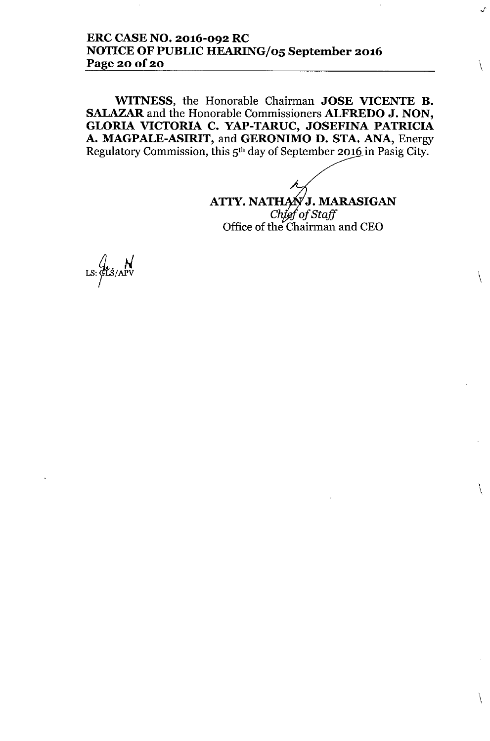**WITNESS**, the Honorable Chairman **JOSE VICENTE B. SALAZAR** and the Honorable Commissioners **ALFREDO J. NON, GLORIA VICTORIA C. YAP-TARUC, JOSEFINA PATRICIA A. MAGPALE-ASIRIT,** and **GERONIMO D. STA. ANA,** Energy Regulatory Commission, this 5th day of September 2016 in Pasig City.

**ATTY. NATHAN J. MARASIGAN**
*Chief of Staff*
Office of the Chairman and CEO

LS: GLS/APV